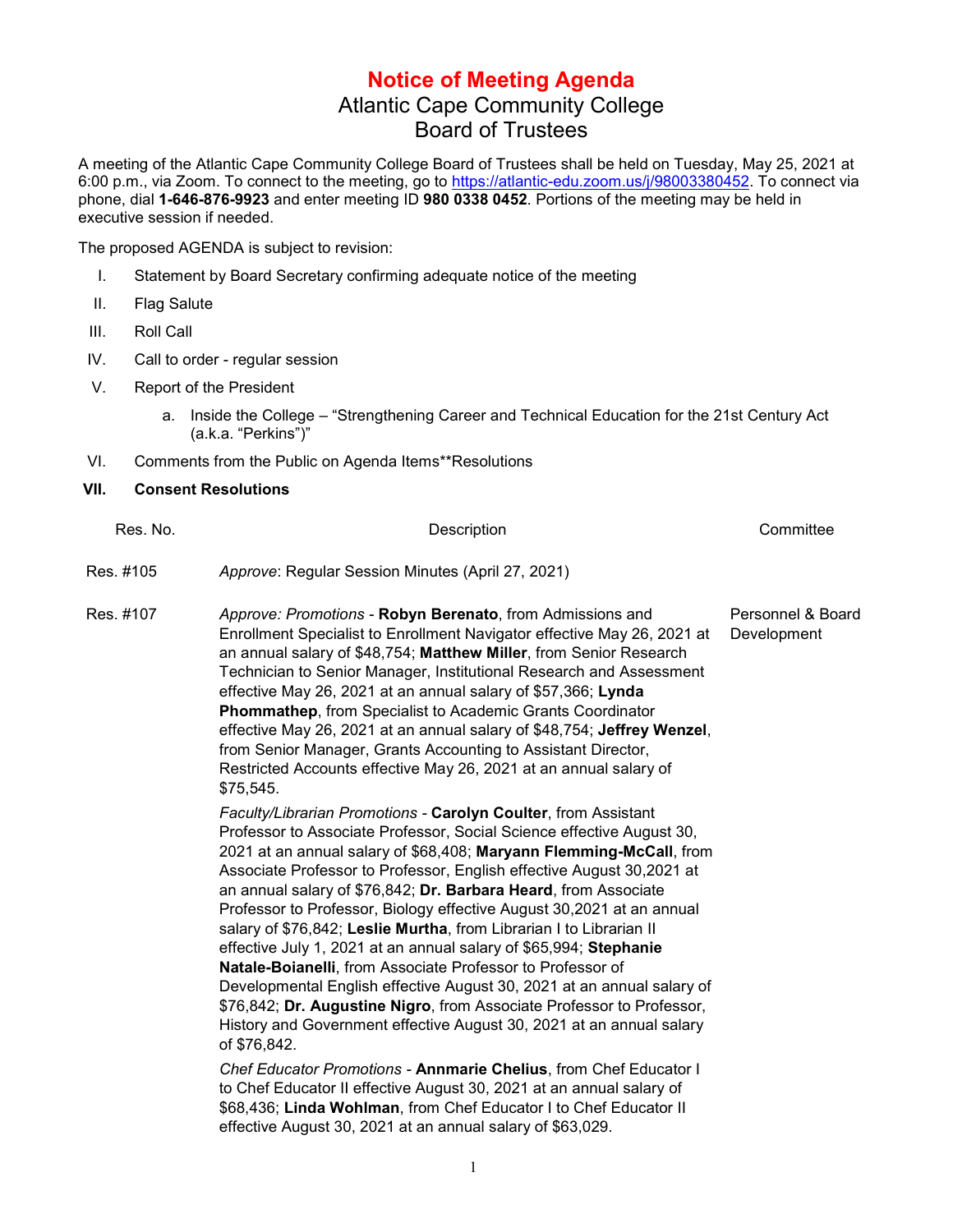# Notice of Meeting Agenda

## Atlantic Cape Community College
## Board of Trustees

A meeting of the Atlantic Cape Community College Board of Trustees shall be held on Tuesday, May 25, 2021 at 6:00 p.m., via Zoom. To connect to the meeting, go to [https://atlantic-edu.zoom.us/j/98003380452](https://atlantic-edu.zoom.us/j/98003380452). To connect via phone, dial **1-646-876-9923** and enter meeting ID **980 0338 0452**. Portions of the meeting may be held in executive session if needed.

The proposed AGENDA is subject to revision:

I. Statement by Board Secretary confirming adequate notice of the meeting

II. Flag Salute

III. Roll Call

IV. Call to order - regular session

V. Report of the President

   a. Inside the College – "Strengthening Career and Technical Education for the 21st Century Act (a.k.a. "Perkins")"

VI. Comments from the Public on Agenda Items**Resolutions

**VII. Consent Resolutions**

| Res. No. | Description | Committee |
|---|---|---|
| Res. #105 | *Approve*: Regular Session Minutes (April 27, 2021) | |
| Res. #107 | *Approve: Promotions* - **Robyn Berenato**, from Admissions and Enrollment Specialist to Enrollment Navigator effective May 26, 2021 at an annual salary of $48,754; **Matthew Miller**, from Senior Research Technician to Senior Manager, Institutional Research and Assessment effective May 26, 2021 at an annual salary of $57,366; **Lynda Phommathep**, from Specialist to Academic Grants Coordinator effective May 26, 2021 at an annual salary of $48,754; **Jeffrey Wenzel**, from Senior Manager, Grants Accounting to Assistant Director, Restricted Accounts effective May 26, 2021 at an annual salary of $75,545.<br><br>*Faculty/Librarian Promotions* - **Carolyn Coulter**, from Assistant Professor to Associate Professor, Social Science effective August 30, 2021 at an annual salary of $68,408; **Maryann Flemming-McCall**, from Associate Professor to Professor, English effective August 30,2021 at an annual salary of $76,842; **Dr. Barbara Heard**, from Associate Professor to Professor, Biology effective August 30,2021 at an annual salary of $76,842; **Leslie Murtha**, from Librarian I to Librarian II effective July 1, 2021 at an annual salary of $65,994; **Stephanie Natale-Boianelli**, from Associate Professor to Professor of Developmental English effective August 30, 2021 at an annual salary of $76,842; **Dr. Augustine Nigro**, from Associate Professor to Professor, History and Government effective August 30, 2021 at an annual salary of $76,842.<br><br>*Chef Educator Promotions* - **Annmarie Chelius**, from Chef Educator I to Chef Educator II effective August 30, 2021 at an annual salary of $68,436; **Linda Wohlman**, from Chef Educator I to Chef Educator II effective August 30, 2021 at an annual salary of $63,029. | Personnel & Board Development |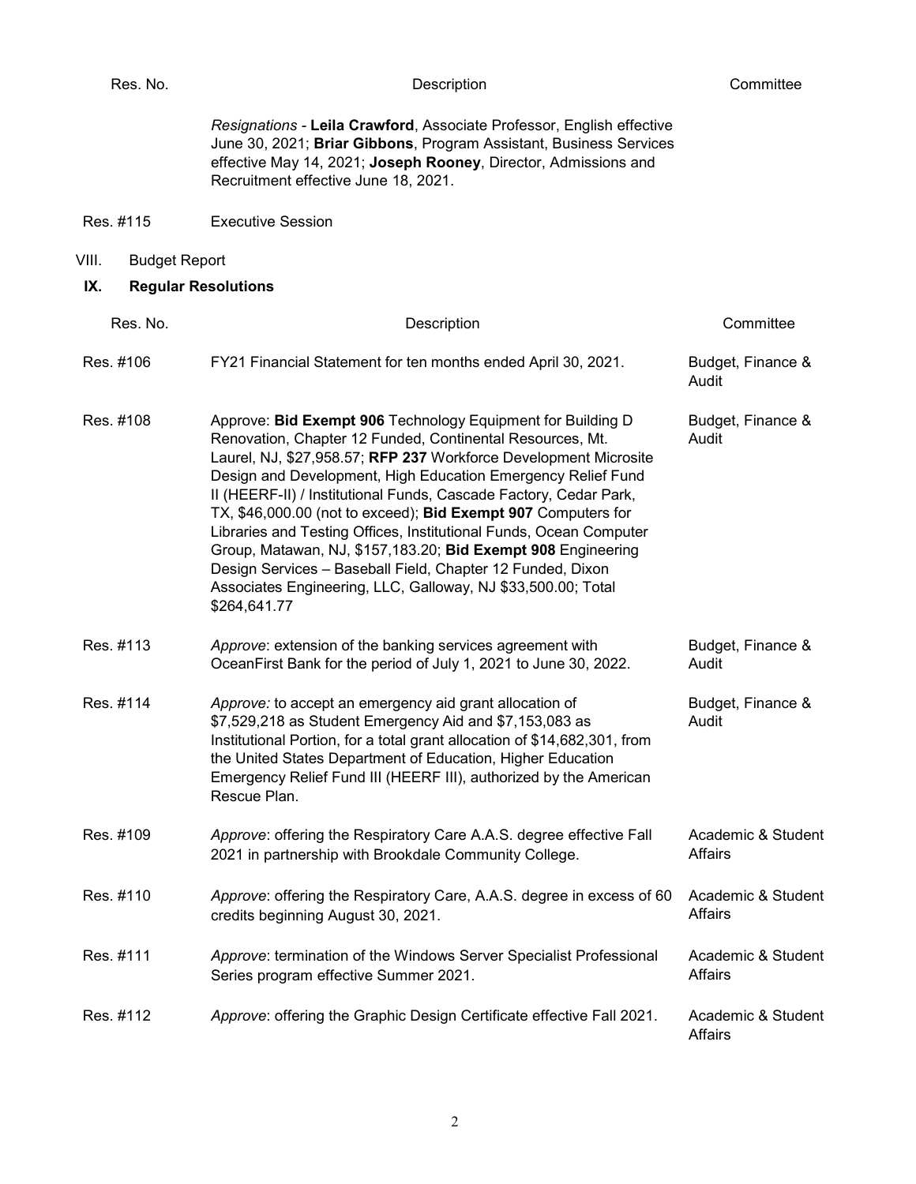| Res. No. | Description | Committee |
|---|---|---|
| | *Resignations* - **Leila Crawford**, Associate Professor, English effective June 30, 2021; **Briar Gibbons**, Program Assistant, Business Services effective May 14, 2021; **Joseph Rooney**, Director, Admissions and Recruitment effective June 18, 2021. | |
| Res. #115 | Executive Session | |

VIII. Budget Report

## IX. Regular Resolutions

| Res. No. | Description | Committee |
|---|---|---|
| Res. #106 | FY21 Financial Statement for ten months ended April 30, 2021. | Budget, Finance & Audit |
| Res. #108 | Approve: **Bid Exempt 906** Technology Equipment for Building D Renovation, Chapter 12 Funded, Continental Resources, Mt. Laurel, NJ, $27,958.57; **RFP 237** Workforce Development Microsite Design and Development, High Education Emergency Relief Fund II (HEERF-II) / Institutional Funds, Cascade Factory, Cedar Park, TX, $46,000.00 (not to exceed); **Bid Exempt 907** Computers for Libraries and Testing Offices, Institutional Funds, Ocean Computer Group, Matawan, NJ, $157,183.20; **Bid Exempt 908** Engineering Design Services – Baseball Field, Chapter 12 Funded, Dixon Associates Engineering, LLC, Galloway, NJ $33,500.00; Total $264,641.77 | Budget, Finance & Audit |
| Res. #113 | *Approve*: extension of the banking services agreement with OceanFirst Bank for the period of July 1, 2021 to June 30, 2022. | Budget, Finance & Audit |
| Res. #114 | *Approve:* to accept an emergency aid grant allocation of $7,529,218 as Student Emergency Aid and $7,153,083 as Institutional Portion, for a total grant allocation of $14,682,301, from the United States Department of Education, Higher Education Emergency Relief Fund III (HEERF III), authorized by the American Rescue Plan. | Budget, Finance & Audit |
| Res. #109 | *Approve*: offering the Respiratory Care A.A.S. degree effective Fall 2021 in partnership with Brookdale Community College. | Academic & Student Affairs |
| Res. #110 | *Approve*: offering the Respiratory Care, A.A.S. degree in excess of 60 credits beginning August 30, 2021. | Academic & Student Affairs |
| Res. #111 | *Approve*: termination of the Windows Server Specialist Professional Series program effective Summer 2021. | Academic & Student Affairs |
| Res. #112 | *Approve*: offering the Graphic Design Certificate effective Fall 2021. | Academic & Student Affairs |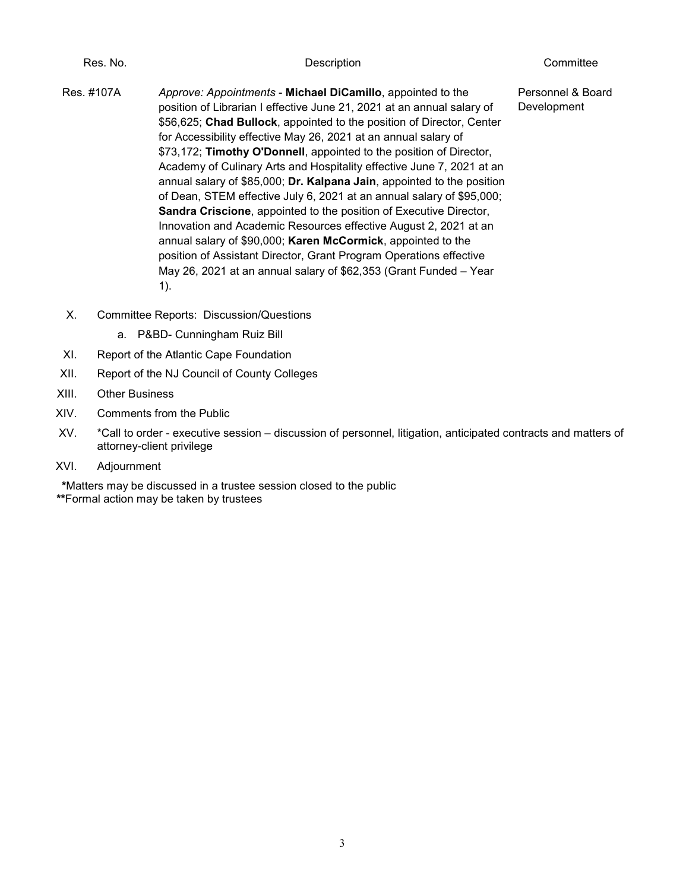| Res. No. | Description | Committee |
| --- | --- | --- |
| Res. #107A | *Approve: Appointments* - **Michael DiCamillo**, appointed to the position of Librarian I effective June 21, 2021 at an annual salary of $56,625; **Chad Bullock**, appointed to the position of Director, Center for Accessibility effective May 26, 2021 at an annual salary of $73,172; **Timothy O'Donnell**, appointed to the position of Director, Academy of Culinary Arts and Hospitality effective June 7, 2021 at an annual salary of $85,000; **Dr. Kalpana Jain**, appointed to the position of Dean, STEM effective July 6, 2021 at an annual salary of $95,000; **Sandra Criscione**, appointed to the position of Executive Director, Innovation and Academic Resources effective August 2, 2021 at an annual salary of $90,000; **Karen McCormick**, appointed to the position of Assistant Director, Grant Program Operations effective May 26, 2021 at an annual salary of $62,353 (Grant Funded – Year 1). | Personnel & Board Development |

X. Committee Reports: Discussion/Questions

a. P&BD- Cunningham Ruiz Bill

XI. Report of the Atlantic Cape Foundation

XII. Report of the NJ Council of County Colleges

XIII. Other Business

XIV. Comments from the Public

XV. *Call to order - executive session – discussion of personnel, litigation, anticipated contracts and matters of attorney-client privilege

XVI. Adjournment

*Matters may be discussed in a trustee session closed to the public
**Formal action may be taken by trustees